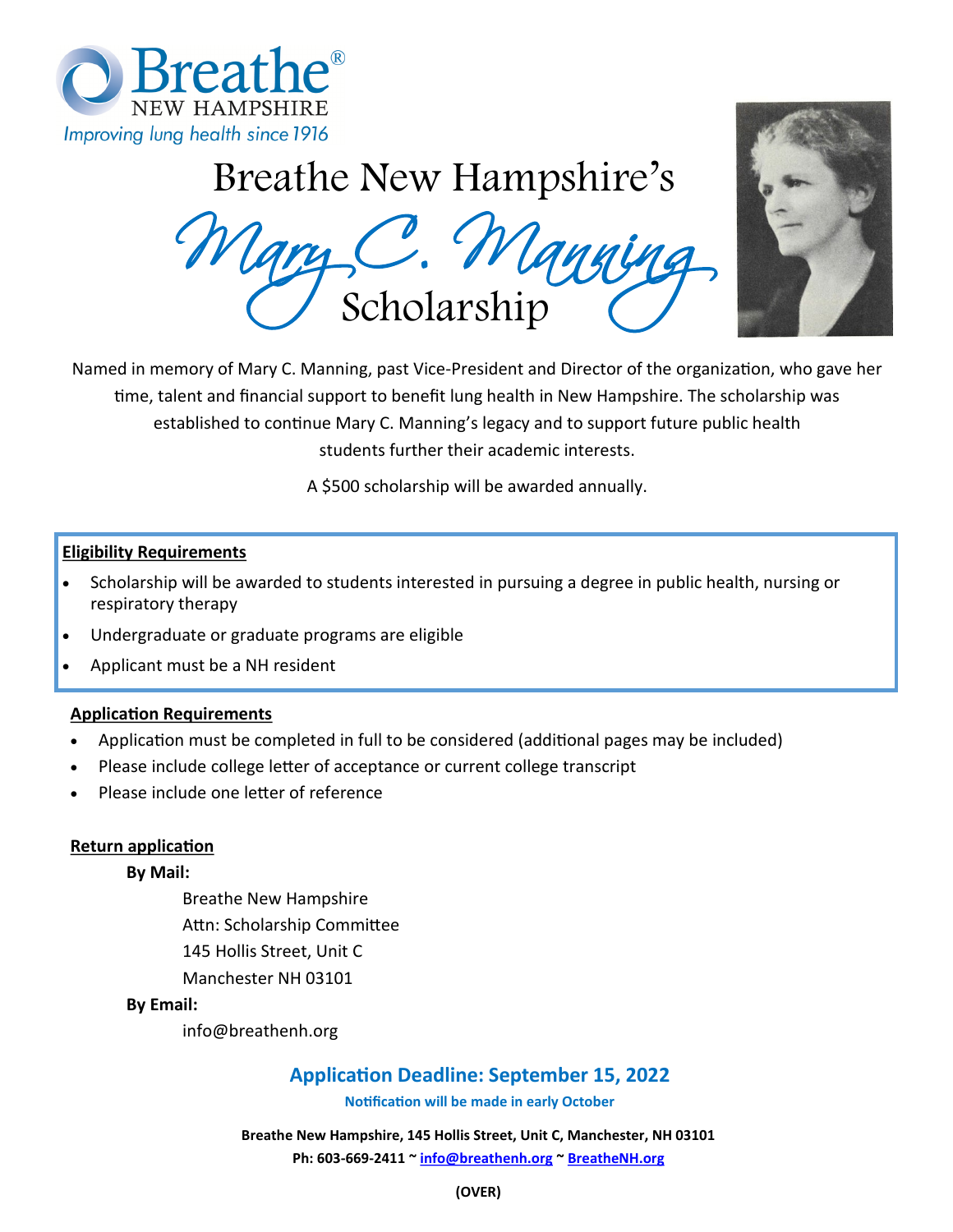Breathe® NEW HAMPSHIRE
*Improving lung health since 1916*

# Breathe New Hampshire's *Mary C. Manning* Scholarship

Named in memory of Mary C. Manning, past Vice-President and Director of the organization, who gave her time, talent and financial support to benefit lung health in New Hampshire. The scholarship was established to continue Mary C. Manning's legacy and to support future public health students further their academic interests.

A $500 scholarship will be awarded annually.

**Eligibility Requirements**

- Scholarship will be awarded to students interested in pursuing a degree in public health, nursing or respiratory therapy
- Undergraduate or graduate programs are eligible
- Applicant must be a NH resident

**Application Requirements**

- Application must be completed in full to be considered (additional pages may be included)
- Please include college letter of acceptance or current college transcript
- Please include one letter of reference

**Return application**

**By Mail:**

Breathe New Hampshire
Attn: Scholarship Committee
145 Hollis Street, Unit C
Manchester NH 03101

**By Email:**

info@breathenh.org

## Application Deadline: September 15, 2022

**Notification will be made in early October**

**Breathe New Hampshire, 145 Hollis Street, Unit C, Manchester, NH 03101**
**Ph: 603-669-2411 ~ info@breathenh.org ~ BreatheNH.org**

**(OVER)**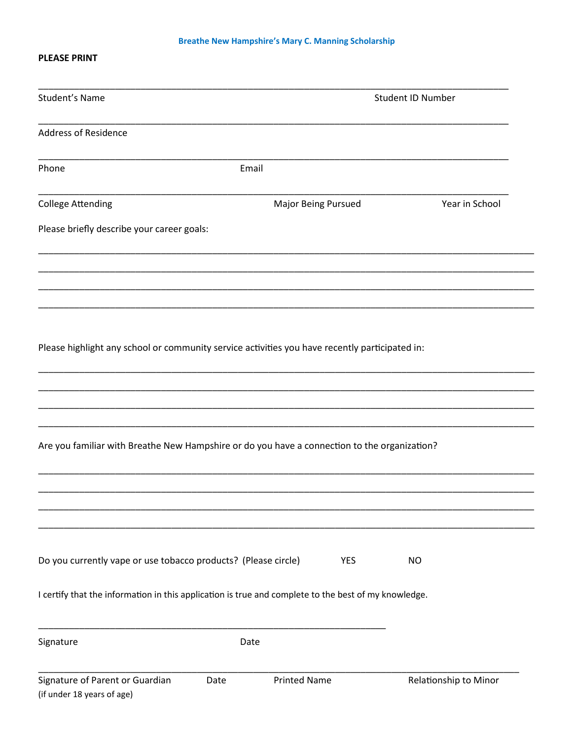**Breathe New Hampshire's Mary C. Manning Scholarship**

**PLEASE PRINT**

\_\_\_\_\_\_\_\_\_\_\_\_\_\_\_\_\_\_\_\_\_\_\_\_\_\_\_\_\_\_\_\_\_\_\_\_\_\_\_\_\_\_\_\_\_\_\_\_\_\_\_\_\_\_\_\_\_\_\_\_\_\_\_\_\_\_\_\_\_\_\_\_\_\_

Student's Name                                                                                  Student ID Number

\_\_\_\_\_\_\_\_\_\_\_\_\_\_\_\_\_\_\_\_\_\_\_\_\_\_\_\_\_\_\_\_\_\_\_\_\_\_\_\_\_\_\_\_\_\_\_\_\_\_\_\_\_\_\_\_\_\_\_\_\_\_\_\_\_\_\_\_\_\_\_\_\_\_

Address of Residence

\_\_\_\_\_\_\_\_\_\_\_\_\_\_\_\_\_\_\_\_\_\_\_\_\_\_\_\_\_\_\_\_\_\_\_\_\_\_\_\_\_\_\_\_\_\_\_\_\_\_\_\_\_\_\_\_\_\_\_\_\_\_\_\_\_\_\_\_\_\_\_\_\_\_

Phone                                                  Email

\_\_\_\_\_\_\_\_\_\_\_\_\_\_\_\_\_\_\_\_\_\_\_\_\_\_\_\_\_\_\_\_\_\_\_\_\_\_\_\_\_\_\_\_\_\_\_\_\_\_\_\_\_\_\_\_\_\_\_\_\_\_\_\_\_\_\_\_\_\_\_\_\_\_

College Attending                                                    Major Being Pursued                    Year in School

Please briefly describe your career goals:

\_\_\_\_\_\_\_\_\_\_\_\_\_\_\_\_\_\_\_\_\_\_\_\_\_\_\_\_\_\_\_\_\_\_\_\_\_\_\_\_\_\_\_\_\_\_\_\_\_\_\_\_\_\_\_\_\_\_\_\_\_\_\_\_\_\_\_\_\_\_\_\_\_\_\_\_

\_\_\_\_\_\_\_\_\_\_\_\_\_\_\_\_\_\_\_\_\_\_\_\_\_\_\_\_\_\_\_\_\_\_\_\_\_\_\_\_\_\_\_\_\_\_\_\_\_\_\_\_\_\_\_\_\_\_\_\_\_\_\_\_\_\_\_\_\_\_\_\_\_\_\_\_

\_\_\_\_\_\_\_\_\_\_\_\_\_\_\_\_\_\_\_\_\_\_\_\_\_\_\_\_\_\_\_\_\_\_\_\_\_\_\_\_\_\_\_\_\_\_\_\_\_\_\_\_\_\_\_\_\_\_\_\_\_\_\_\_\_\_\_\_\_\_\_\_\_\_\_\_

\_\_\_\_\_\_\_\_\_\_\_\_\_\_\_\_\_\_\_\_\_\_\_\_\_\_\_\_\_\_\_\_\_\_\_\_\_\_\_\_\_\_\_\_\_\_\_\_\_\_\_\_\_\_\_\_\_\_\_\_\_\_\_\_\_\_\_\_\_\_\_\_\_\_\_\_

Please highlight any school or community service activities you have recently participated in:

\_\_\_\_\_\_\_\_\_\_\_\_\_\_\_\_\_\_\_\_\_\_\_\_\_\_\_\_\_\_\_\_\_\_\_\_\_\_\_\_\_\_\_\_\_\_\_\_\_\_\_\_\_\_\_\_\_\_\_\_\_\_\_\_\_\_\_\_\_\_\_\_\_\_\_\_

\_\_\_\_\_\_\_\_\_\_\_\_\_\_\_\_\_\_\_\_\_\_\_\_\_\_\_\_\_\_\_\_\_\_\_\_\_\_\_\_\_\_\_\_\_\_\_\_\_\_\_\_\_\_\_\_\_\_\_\_\_\_\_\_\_\_\_\_\_\_\_\_\_\_\_\_

\_\_\_\_\_\_\_\_\_\_\_\_\_\_\_\_\_\_\_\_\_\_\_\_\_\_\_\_\_\_\_\_\_\_\_\_\_\_\_\_\_\_\_\_\_\_\_\_\_\_\_\_\_\_\_\_\_\_\_\_\_\_\_\_\_\_\_\_\_\_\_\_\_\_\_\_

\_\_\_\_\_\_\_\_\_\_\_\_\_\_\_\_\_\_\_\_\_\_\_\_\_\_\_\_\_\_\_\_\_\_\_\_\_\_\_\_\_\_\_\_\_\_\_\_\_\_\_\_\_\_\_\_\_\_\_\_\_\_\_\_\_\_\_\_\_\_\_\_\_\_\_\_

Are you familiar with Breathe New Hampshire or do you have a connection to the organization?

\_\_\_\_\_\_\_\_\_\_\_\_\_\_\_\_\_\_\_\_\_\_\_\_\_\_\_\_\_\_\_\_\_\_\_\_\_\_\_\_\_\_\_\_\_\_\_\_\_\_\_\_\_\_\_\_\_\_\_\_\_\_\_\_\_\_\_\_\_\_\_\_\_\_\_\_

\_\_\_\_\_\_\_\_\_\_\_\_\_\_\_\_\_\_\_\_\_\_\_\_\_\_\_\_\_\_\_\_\_\_\_\_\_\_\_\_\_\_\_\_\_\_\_\_\_\_\_\_\_\_\_\_\_\_\_\_\_\_\_\_\_\_\_\_\_\_\_\_\_\_\_\_

\_\_\_\_\_\_\_\_\_\_\_\_\_\_\_\_\_\_\_\_\_\_\_\_\_\_\_\_\_\_\_\_\_\_\_\_\_\_\_\_\_\_\_\_\_\_\_\_\_\_\_\_\_\_\_\_\_\_\_\_\_\_\_\_\_\_\_\_\_\_\_\_\_\_\_\_

\_\_\_\_\_\_\_\_\_\_\_\_\_\_\_\_\_\_\_\_\_\_\_\_\_\_\_\_\_\_\_\_\_\_\_\_\_\_\_\_\_\_\_\_\_\_\_\_\_\_\_\_\_\_\_\_\_\_\_\_\_\_\_\_\_\_\_\_\_\_\_\_\_\_\_\_

Do you currently vape or use tobacco products? (Please circle)          YES          NO

I certify that the information in this application is true and complete to the best of my knowledge.

\_\_\_\_\_\_\_\_\_\_\_\_\_\_\_\_\_\_\_\_\_\_\_\_\_\_\_\_\_\_\_\_\_\_\_\_\_\_\_\_\_\_\_\_\_\_\_\_\_\_\_\_\_\_\_\_

Signature                                                  Date

\_\_\_\_\_\_\_\_\_\_\_\_\_\_\_\_\_\_\_\_\_\_\_\_\_\_\_\_\_\_\_\_\_\_\_\_\_\_\_\_\_\_\_\_\_\_\_\_\_\_\_\_\_\_\_\_\_\_\_\_\_\_\_\_\_\_\_\_\_\_\_\_\_\_\_\_

Signature of Parent or Guardian          Date          Printed Name          Relationship to Minor
(if under 18 years of age)